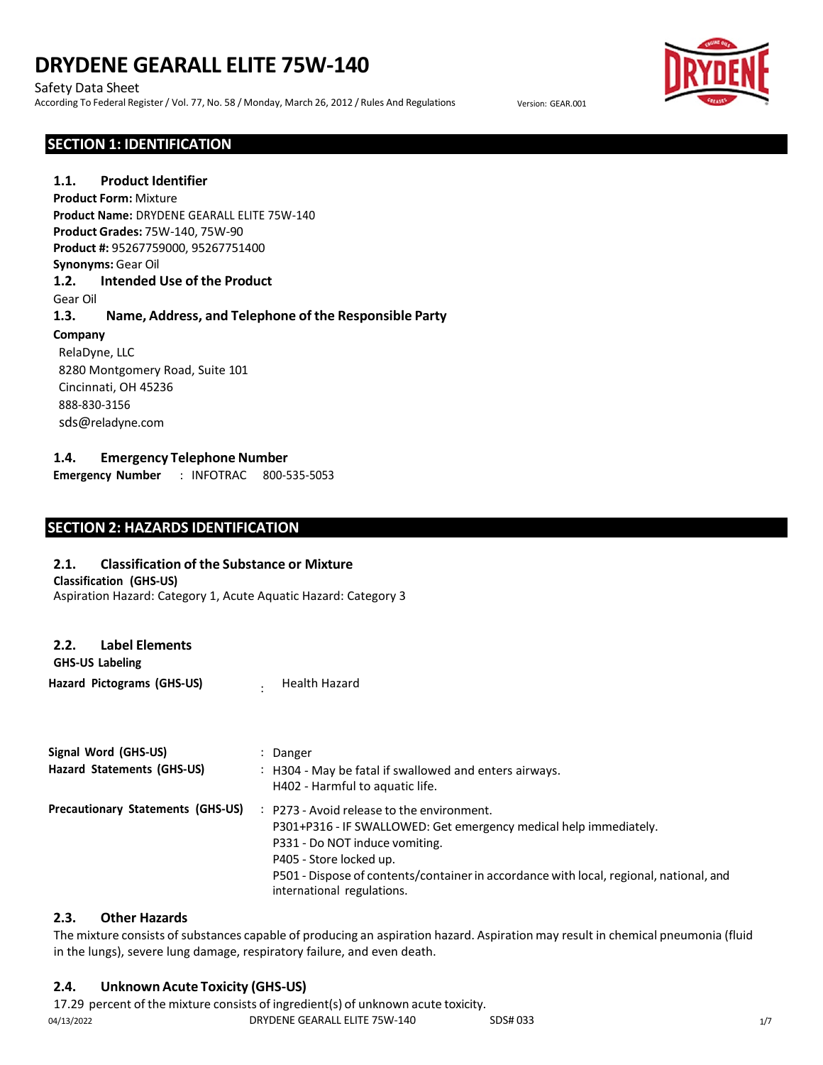# DRYDENE GEARALL ELITE 75W-140

Safety Data Sheet

According To Federal Register / Vol. 77, No. 58 / Monday, March 26, 2012 / Rules And Regulations

Version: GEAR.001

## SECTION 1: IDENTIFICATION

### 1.1. Product Identifier

**Product Form:** Mixture

**Product Name:** DRYDENE GEARALL ELITE 75W-140

**Product Grades:** 75W-140, 75W-90

**Product #:** 95267759000, 95267751400

**Synonyms:** Gear Oil

### 1.2. Intended Use of the Product

Gear Oil

### 1.3. Name, Address, and Telephone of the Responsible Party

**Company**

RelaDyne, LLC
8280 Montgomery Road, Suite 101
Cincinnati, OH 45236
888-830-3156
sds@reladyne.com

### 1.4. Emergency Telephone Number

**Emergency Number** : INFOTRAC 800-535-5053

## SECTION 2: HAZARDS IDENTIFICATION

### 2.1. Classification of the Substance or Mixture

**Classification (GHS-US)**

Aspiration Hazard: Category 1, Acute Aquatic Hazard: Category 3

### 2.2. Label Elements

**GHS-US Labeling**

**Hazard Pictograms (GHS-US)** : Health Hazard

**Signal Word (GHS-US)** : Danger

**Hazard Statements (GHS-US)** : H304 - May be fatal if swallowed and enters airways.
H402 - Harmful to aquatic life.

**Precautionary Statements (GHS-US)** : P273 - Avoid release to the environment.
P301+P316 - IF SWALLOWED: Get emergency medical help immediately.
P331 - Do NOT induce vomiting.
P405 - Store locked up.
P501 - Dispose of contents/container in accordance with local, regional, national, and international regulations.

### 2.3. Other Hazards

The mixture consists of substances capable of producing an aspiration hazard. Aspiration may result in chemical pneumonia (fluid in the lungs), severe lung damage, respiratory failure, and even death.

### 2.4. Unknown Acute Toxicity (GHS-US)

17.29 percent of the mixture consists of ingredient(s) of unknown acute toxicity.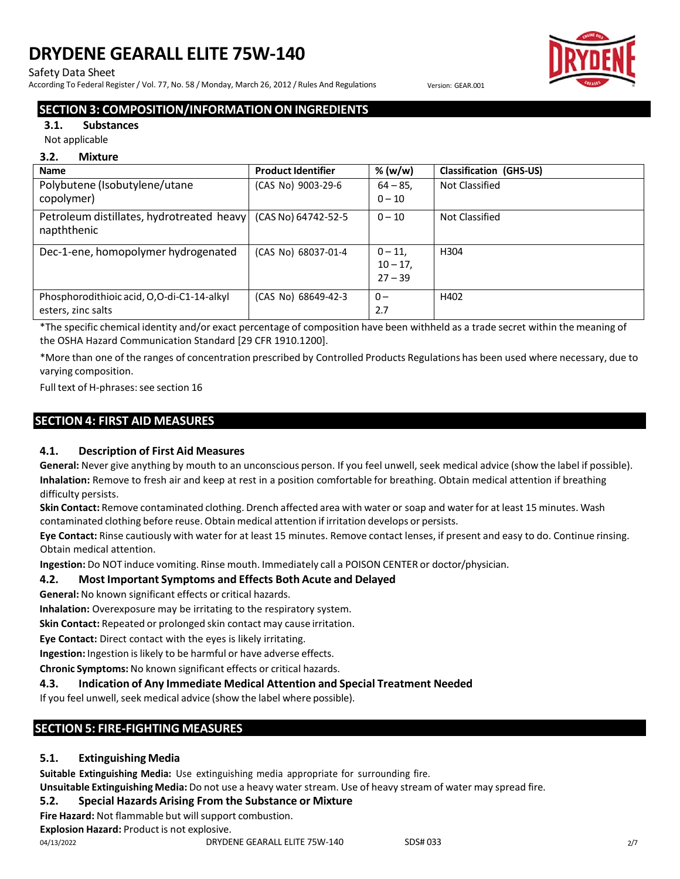## SECTION 3: COMPOSITION/INFORMATION ON INGREDIENTS

### 3.1. Substances

Not applicable

### 3.2. Mixture

| Name | Product Identifier | % (w/w) | Classification (GHS-US) |
|---|---|---|---|
| Polybutene (Isobutylene/utane copolymer) | (CAS No) 9003-29-6 | 64 – 85, 0 – 10 | Not Classified |
| Petroleum distillates, hydrotreated heavy napththenic | (CAS No) 64742-52-5 | 0 – 10 | Not Classified |
| Dec-1-ene, homopolymer hydrogenated | (CAS No) 68037-01-4 | 0 – 11, 10 – 17, 27 – 39 | H304 |
| Phosphorodithioic acid, O,O-di-C1-14-alkyl esters, zinc salts | (CAS No) 68649-42-3 | 0 – 2.7 | H402 |

*The specific chemical identity and/or exact percentage of composition have been withheld as a trade secret within the meaning of the OSHA Hazard Communication Standard [29 CFR 1910.1200].

*More than one of the ranges of concentration prescribed by Controlled Products Regulations has been used where necessary, due to varying composition.

Full text of H-phrases: see section 16

## SECTION 4: FIRST AID MEASURES

### 4.1. Description of First Aid Measures

**General:** Never give anything by mouth to an unconscious person. If you feel unwell, seek medical advice (show the label if possible).

**Inhalation:** Remove to fresh air and keep at rest in a position comfortable for breathing. Obtain medical attention if breathing difficulty persists.

**Skin Contact:** Remove contaminated clothing. Drench affected area with water or soap and water for at least 15 minutes. Wash contaminated clothing before reuse. Obtain medical attention if irritation develops or persists.

**Eye Contact:** Rinse cautiously with water for at least 15 minutes. Remove contact lenses, if present and easy to do. Continue rinsing. Obtain medical attention.

**Ingestion:** Do NOT induce vomiting. Rinse mouth. Immediately call a POISON CENTER or doctor/physician.

### 4.2. Most Important Symptoms and Effects Both Acute and Delayed

**General:** No known significant effects or critical hazards.

**Inhalation:** Overexposure may be irritating to the respiratory system.

**Skin Contact:** Repeated or prolonged skin contact may cause irritation.

**Eye Contact:** Direct contact with the eyes is likely irritating.

**Ingestion:** Ingestion is likely to be harmful or have adverse effects.

**Chronic Symptoms:** No known significant effects or critical hazards.

### 4.3. Indication of Any Immediate Medical Attention and Special Treatment Needed

If you feel unwell, seek medical advice (show the label where possible).

## SECTION 5: FIRE-FIGHTING MEASURES

### 5.1. Extinguishing Media

**Suitable Extinguishing Media:** Use extinguishing media appropriate for surrounding fire.

**Unsuitable Extinguishing Media:** Do not use a heavy water stream. Use of heavy stream of water may spread fire.

### 5.2. Special Hazards Arising From the Substance or Mixture

**Fire Hazard:** Not flammable but will support combustion.

**Explosion Hazard:** Product is not explosive.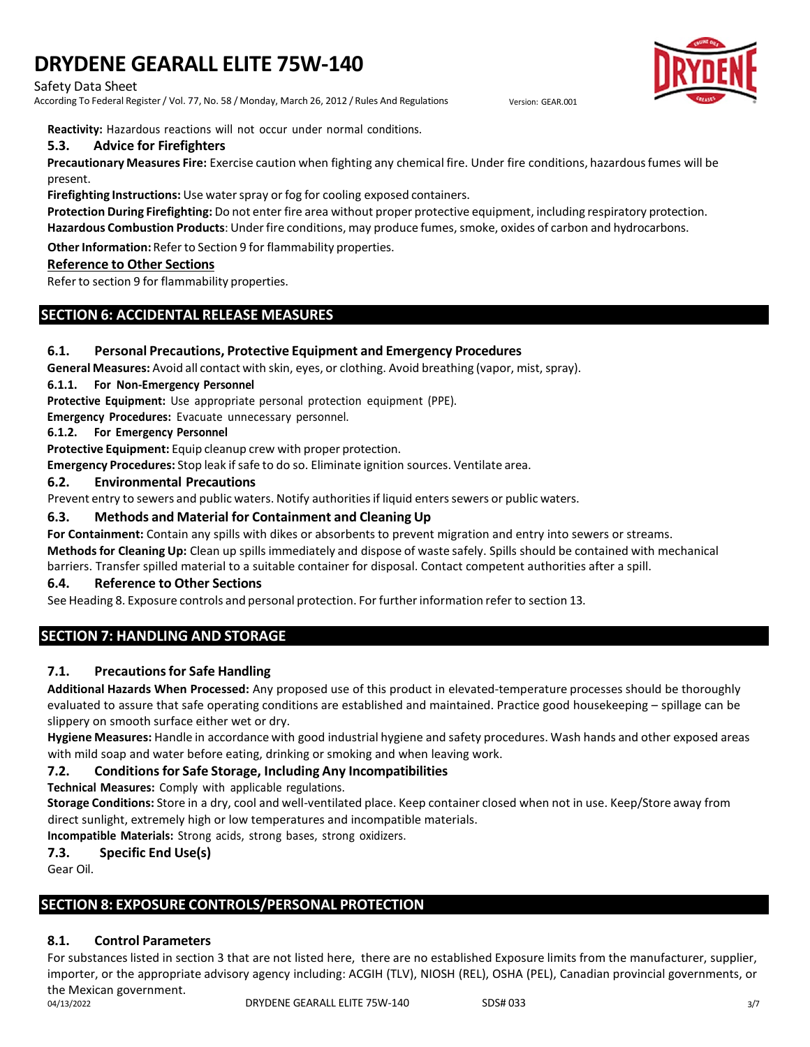**Reactivity:** Hazardous reactions will not occur under normal conditions.

### 5.3. Advice for Firefighters

**Precautionary Measures Fire:** Exercise caution when fighting any chemical fire. Under fire conditions, hazardous fumes will be present.

**Firefighting Instructions:** Use water spray or fog for cooling exposed containers.

**Protection During Firefighting:** Do not enter fire area without proper protective equipment, including respiratory protection.

**Hazardous Combustion Products**: Under fire conditions, may produce fumes, smoke, oxides of carbon and hydrocarbons.

**Other Information:** Refer to Section 9 for flammability properties.

**Reference to Other Sections**

Refer to section 9 for flammability properties.

## SECTION 6: ACCIDENTAL RELEASE MEASURES

### 6.1. Personal Precautions, Protective Equipment and Emergency Procedures

**General Measures:** Avoid all contact with skin, eyes, or clothing. Avoid breathing (vapor, mist, spray).

#### 6.1.1. For Non-Emergency Personnel

**Protective Equipment:** Use appropriate personal protection equipment (PPE).

**Emergency Procedures:** Evacuate unnecessary personnel.

#### 6.1.2. For Emergency Personnel

**Protective Equipment:** Equip cleanup crew with proper protection.

**Emergency Procedures:** Stop leak if safe to do so. Eliminate ignition sources. Ventilate area.

### 6.2. Environmental Precautions

Prevent entry to sewers and public waters. Notify authorities if liquid enters sewers or public waters.

### 6.3. Methods and Material for Containment and Cleaning Up

**For Containment:** Contain any spills with dikes or absorbents to prevent migration and entry into sewers or streams.

**Methods for Cleaning Up:** Clean up spills immediately and dispose of waste safely. Spills should be contained with mechanical barriers. Transfer spilled material to a suitable container for disposal. Contact competent authorities after a spill.

### 6.4. Reference to Other Sections

See Heading 8. Exposure controls and personal protection. For further information refer to section 13.

## SECTION 7: HANDLING AND STORAGE

### 7.1. Precautions for Safe Handling

**Additional Hazards When Processed:** Any proposed use of this product in elevated-temperature processes should be thoroughly evaluated to assure that safe operating conditions are established and maintained. Practice good housekeeping – spillage can be slippery on smooth surface either wet or dry.

**Hygiene Measures:** Handle in accordance with good industrial hygiene and safety procedures. Wash hands and other exposed areas with mild soap and water before eating, drinking or smoking and when leaving work.

### 7.2. Conditions for Safe Storage, Including Any Incompatibilities

**Technical Measures:** Comply with applicable regulations.

**Storage Conditions:** Store in a dry, cool and well-ventilated place. Keep container closed when not in use. Keep/Store away from direct sunlight, extremely high or low temperatures and incompatible materials.

**Incompatible Materials:** Strong acids, strong bases, strong oxidizers.

### 7.3. Specific End Use(s)

Gear Oil.

## SECTION 8: EXPOSURE CONTROLS/PERSONAL PROTECTION

### 8.1. Control Parameters

For substances listed in section 3 that are not listed here, there are no established Exposure limits from the manufacturer, supplier, importer, or the appropriate advisory agency including: ACGIH (TLV), NIOSH (REL), OSHA (PEL), Canadian provincial governments, or the Mexican government.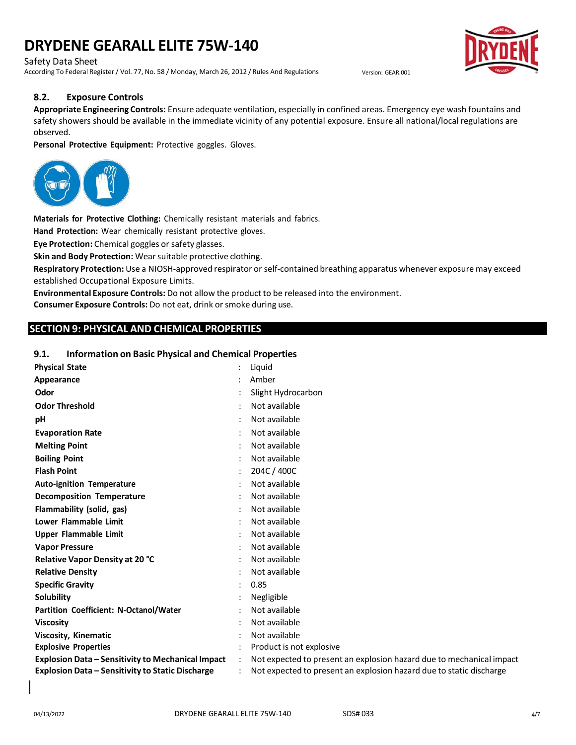### 8.2. Exposure Controls

**Appropriate Engineering Controls:** Ensure adequate ventilation, especially in confined areas. Emergency eye wash fountains and safety showers should be available in the immediate vicinity of any potential exposure. Ensure all national/local regulations are observed.

**Personal Protective Equipment:** Protective goggles. Gloves.

**Materials for Protective Clothing:** Chemically resistant materials and fabrics.

**Hand Protection:** Wear chemically resistant protective gloves.

**Eye Protection:** Chemical goggles or safety glasses.

**Skin and Body Protection:** Wear suitable protective clothing.

**Respiratory Protection:** Use a NIOSH-approved respirator or self-contained breathing apparatus whenever exposure may exceed established Occupational Exposure Limits.

**Environmental Exposure Controls:** Do not allow the product to be released into the environment.

**Consumer Exposure Controls:** Do not eat, drink or smoke during use.

## SECTION 9: PHYSICAL AND CHEMICAL PROPERTIES

### 9.1. Information on Basic Physical and Chemical Properties

| Property | Value |
|---|---|
| **Physical State** | Liquid |
| **Appearance** | Amber |
| **Odor** | Slight Hydrocarbon |
| **Odor Threshold** | Not available |
| **pH** | Not available |
| **Evaporation Rate** | Not available |
| **Melting Point** | Not available |
| **Boiling Point** | Not available |
| **Flash Point** | 204C / 400C |
| **Auto-ignition Temperature** | Not available |
| **Decomposition Temperature** | Not available |
| **Flammability (solid, gas)** | Not available |
| **Lower Flammable Limit** | Not available |
| **Upper Flammable Limit** | Not available |
| **Vapor Pressure** | Not available |
| **Relative Vapor Density at 20 °C** | Not available |
| **Relative Density** | Not available |
| **Specific Gravity** | 0.85 |
| **Solubility** | Negligible |
| **Partition Coefficient: N-Octanol/Water** | Not available |
| **Viscosity** | Not available |
| **Viscosity, Kinematic** | Not available |
| **Explosive Properties** | Product is not explosive |
| **Explosion Data – Sensitivity to Mechanical Impact** | Not expected to present an explosion hazard due to mechanical impact |
| **Explosion Data – Sensitivity to Static Discharge** | Not expected to present an explosion hazard due to static discharge |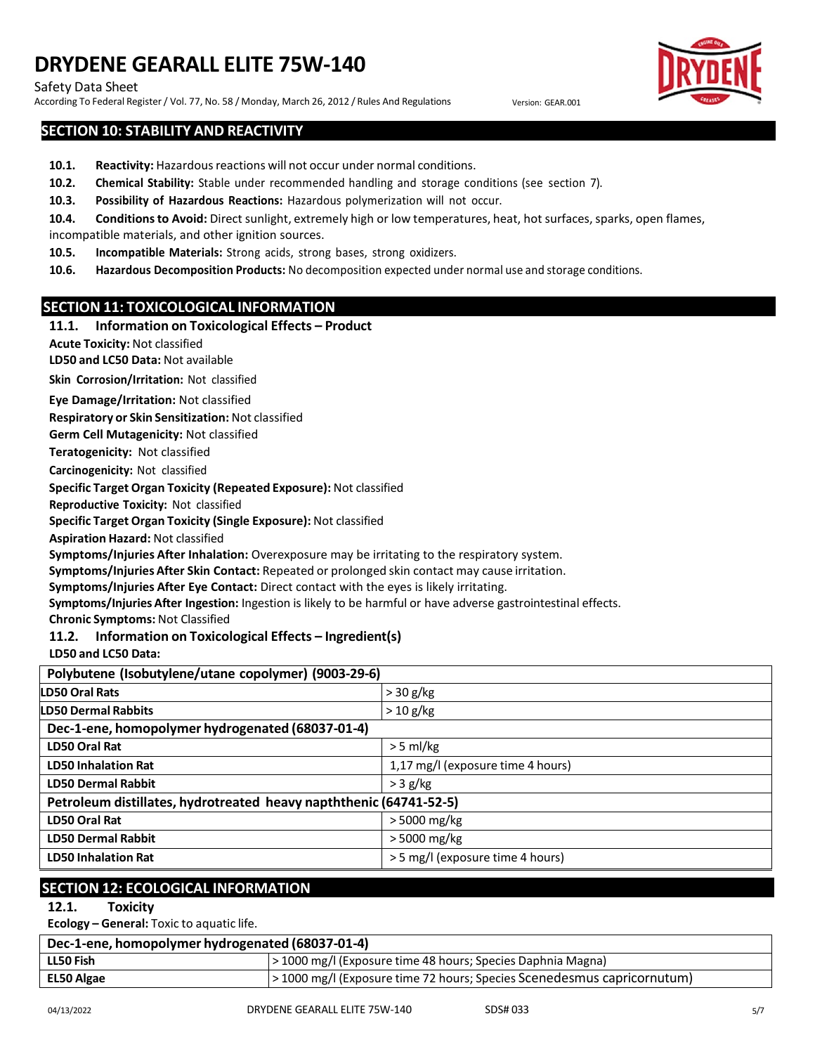## SECTION 10: STABILITY AND REACTIVITY

**10.1. Reactivity:** Hazardous reactions will not occur under normal conditions.

**10.2. Chemical Stability:** Stable under recommended handling and storage conditions (see section 7).

**10.3. Possibility of Hazardous Reactions:** Hazardous polymerization will not occur.

**10.4. Conditions to Avoid:** Direct sunlight, extremely high or low temperatures, heat, hot surfaces, sparks, open flames, incompatible materials, and other ignition sources.

**10.5. Incompatible Materials:** Strong acids, strong bases, strong oxidizers.

**10.6. Hazardous Decomposition Products:** No decomposition expected under normal use and storage conditions.

## SECTION 11: TOXICOLOGICAL INFORMATION

### 11.1. Information on Toxicological Effects – Product

**Acute Toxicity:** Not classified

**LD50 and LC50 Data:** Not available

**Skin Corrosion/Irritation:** Not classified

**Eye Damage/Irritation:** Not classified

**Respiratory or Skin Sensitization:** Not classified

**Germ Cell Mutagenicity:** Not classified

**Teratogenicity:** Not classified

**Carcinogenicity:** Not classified

**Specific Target Organ Toxicity (Repeated Exposure):** Not classified

**Reproductive Toxicity:** Not classified

**Specific Target Organ Toxicity (Single Exposure):** Not classified

**Aspiration Hazard:** Not classified

**Symptoms/Injuries After Inhalation:** Overexposure may be irritating to the respiratory system.

**Symptoms/Injuries After Skin Contact:** Repeated or prolonged skin contact may cause irritation.

**Symptoms/Injuries After Eye Contact:** Direct contact with the eyes is likely irritating.

**Symptoms/Injuries After Ingestion:** Ingestion is likely to be harmful or have adverse gastrointestinal effects.

**Chronic Symptoms:** Not Classified

### 11.2. Information on Toxicological Effects – Ingredient(s)

**LD50 and LC50 Data:**

| Polybutene (Isobutylene/utane copolymer) (9003-29-6) | |
|---|---|
| **LD50 Oral Rats** | > 30 g/kg |
| **LD50 Dermal Rabbits** | > 10 g/kg |
| **Dec-1-ene, homopolymer hydrogenated (68037-01-4)** | |
| **LD50 Oral Rat** | > 5 ml/kg |
| **LD50 Inhalation Rat** | 1,17 mg/l (exposure time 4 hours) |
| **LD50 Dermal Rabbit** | > 3 g/kg |
| **Petroleum distillates, hydrotreated heavy napththenic (64741-52-5)** | |
| **LD50 Oral Rat** | > 5000 mg/kg |
| **LD50 Dermal Rabbit** | > 5000 mg/kg |
| **LD50 Inhalation Rat** | > 5 mg/l (exposure time 4 hours) |

## SECTION 12: ECOLOGICAL INFORMATION

### 12.1. Toxicity

**Ecology – General:** Toxic to aquatic life.

| Dec-1-ene, homopolymer hydrogenated (68037-01-4) | |
|---|---|
| **LL50 Fish** | > 1000 mg/l (Exposure time 48 hours; Species Daphnia Magna) |
| **EL50 Algae** | > 1000 mg/l (Exposure time 72 hours; Species Scenedesmus capricornutum) |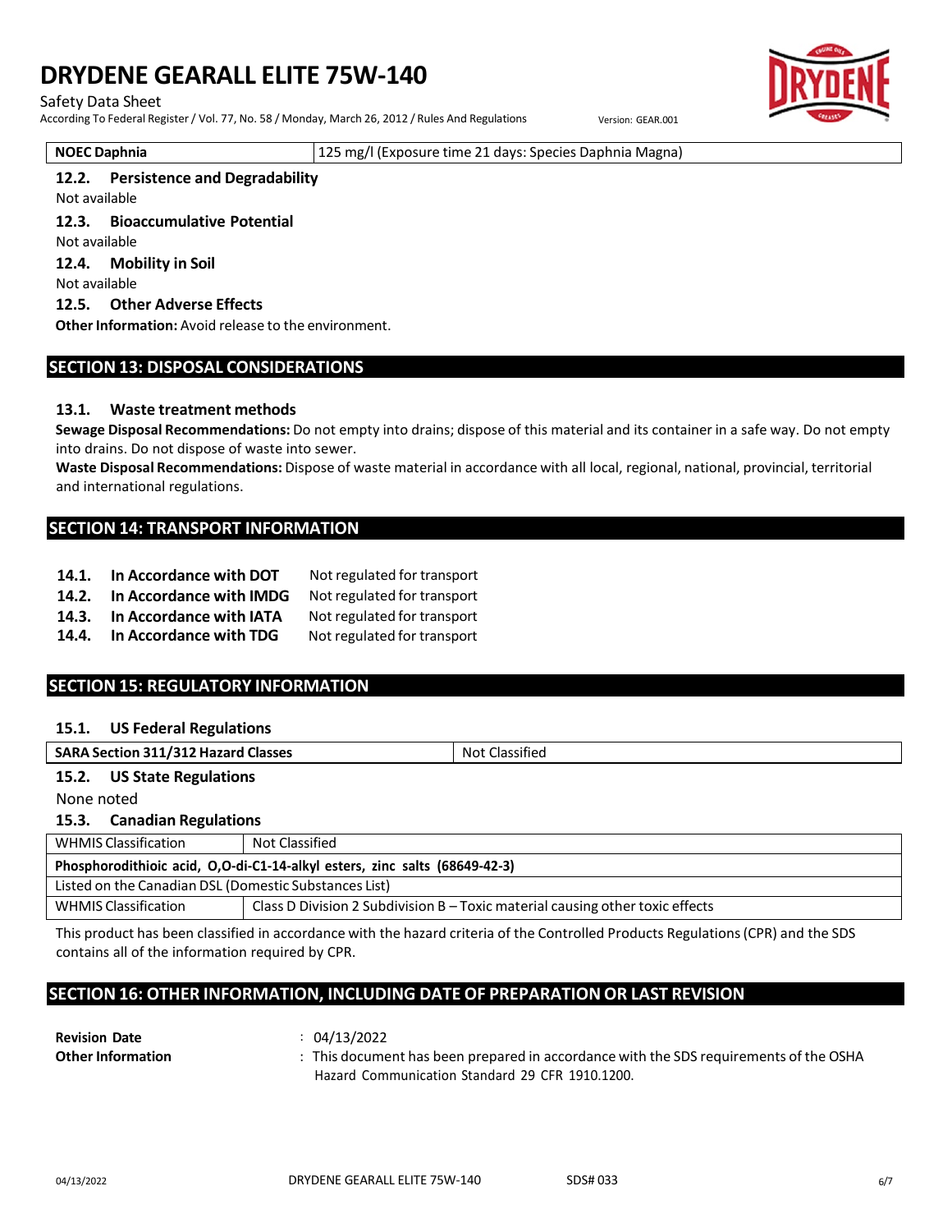| NOEC Daphnia | 125 mg/l (Exposure time 21 days: Species Daphnia Magna) |
|---|---|

### 12.2. Persistence and Degradability

Not available

### 12.3. Bioaccumulative Potential

Not available

### 12.4. Mobility in Soil

Not available

### 12.5. Other Adverse Effects

**Other Information:** Avoid release to the environment.

## SECTION 13: DISPOSAL CONSIDERATIONS

### 13.1. Waste treatment methods

**Sewage Disposal Recommendations:** Do not empty into drains; dispose of this material and its container in a safe way. Do not empty into drains. Do not dispose of waste into sewer.

**Waste Disposal Recommendations:** Dispose of waste material in accordance with all local, regional, national, provincial, territorial and international regulations.

## SECTION 14: TRANSPORT INFORMATION

**14.1. In Accordance with DOT** Not regulated for transport

**14.2. In Accordance with IMDG** Not regulated for transport

**14.3. In Accordance with IATA** Not regulated for transport

**14.4. In Accordance with TDG** Not regulated for transport

## SECTION 15: REGULATORY INFORMATION

### 15.1. US Federal Regulations

| SARA Section 311/312 Hazard Classes | Not Classified |
|---|---|

### 15.2. US State Regulations

None noted

### 15.3. Canadian Regulations

| WHMIS Classification | Not Classified |
|---|---|
| **Phosphorodithioic acid, O,O-di-C1-14-alkyl esters, zinc salts (68649-42-3)** | |
| Listed on the Canadian DSL (Domestic Substances List) | |
| WHMIS Classification | Class D Division 2 Subdivision B – Toxic material causing other toxic effects |

This product has been classified in accordance with the hazard criteria of the Controlled Products Regulations (CPR) and the SDS contains all of the information required by CPR.

## SECTION 16: OTHER INFORMATION, INCLUDING DATE OF PREPARATION OR LAST REVISION

**Revision Date** : 04/13/2022

**Other Information** : This document has been prepared in accordance with the SDS requirements of the OSHA Hazard Communication Standard 29 CFR 1910.1200.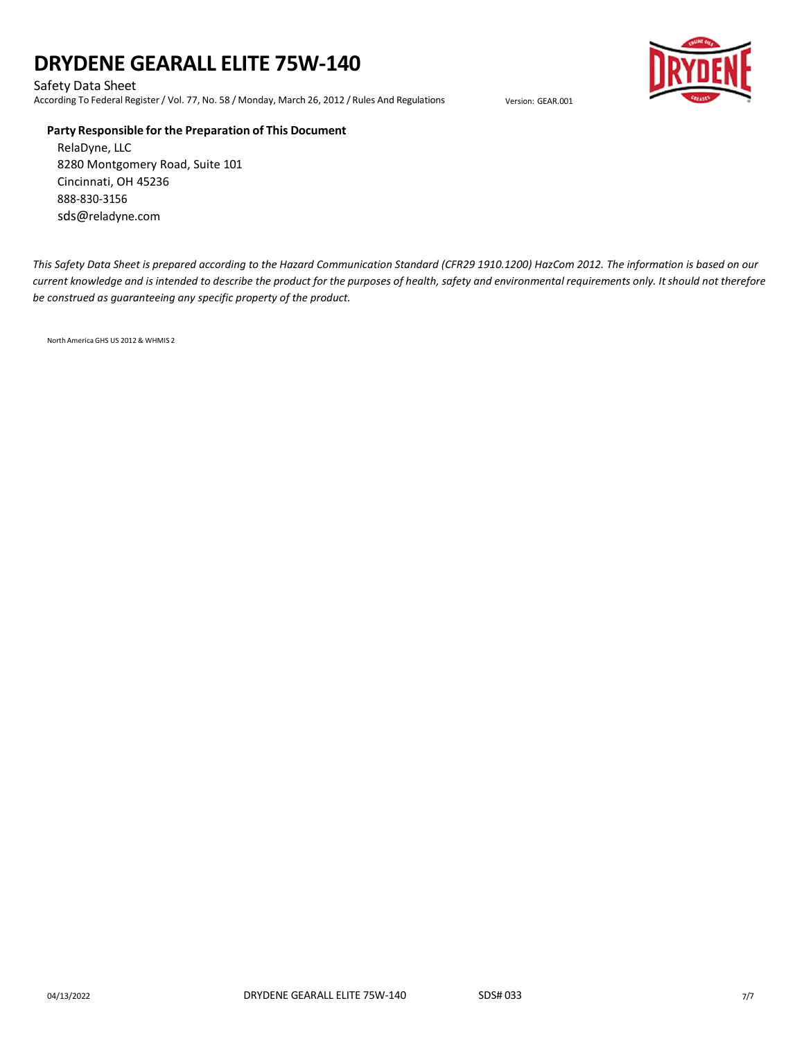**Party Responsible for the Preparation of This Document**

RelaDyne, LLC
8280 Montgomery Road, Suite 101
Cincinnati, OH 45236
888-830-3156
sds@reladyne.com

*This Safety Data Sheet is prepared according to the Hazard Communication Standard (CFR29 1910.1200) HazCom 2012. The information is based on our current knowledge and is intended to describe the product for the purposes of health, safety and environmental requirements only. It should not therefore be construed as guaranteeing any specific property of the product.*

North America GHS US 2012 & WHMIS 2